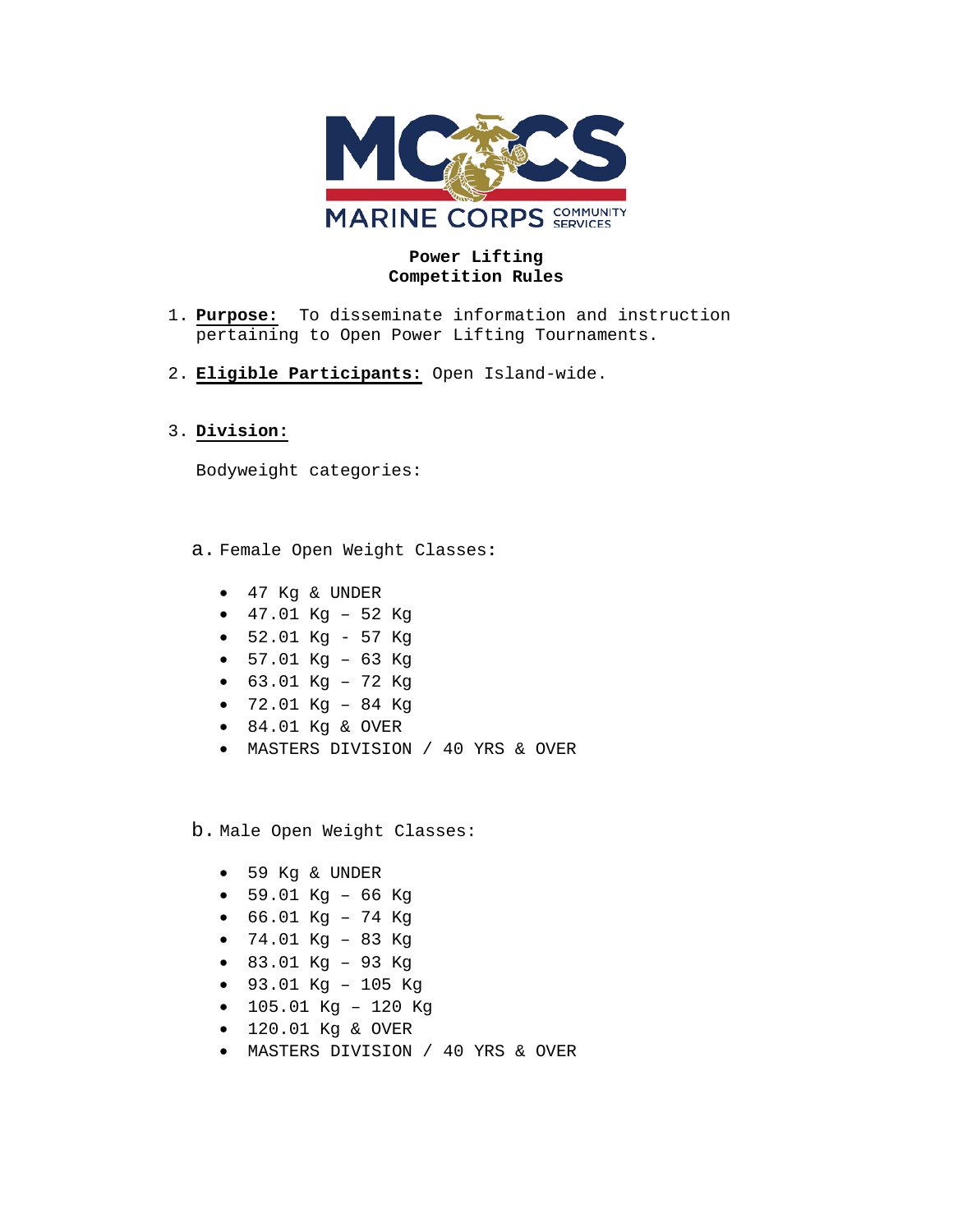**Power Lifting**
**Competition Rules**

1. **Purpose:** To disseminate information and instruction pertaining to Open Power Lifting Tournaments.

2. **Eligible Participants:** Open Island-wide.

3. **Division:**

   Bodyweight categories:

   a. Female Open Weight Classes:

   - 47 Kg & UNDER
   - 47.01 Kg – 52 Kg
   - 52.01 Kg - 57 Kg
   - 57.01 Kg – 63 Kg
   - 63.01 Kg – 72 Kg
   - 72.01 Kg – 84 Kg
   - 84.01 Kg & OVER
   - MASTERS DIVISION / 40 YRS & OVER

   b. Male Open Weight Classes:

   - 59 Kg & UNDER
   - 59.01 Kg – 66 Kg
   - 66.01 Kg – 74 Kg
   - 74.01 Kg – 83 Kg
   - 83.01 Kg – 93 Kg
   - 93.01 Kg – 105 Kg
   - 105.01 Kg – 120 Kg
   - 120.01 Kg & OVER
   - MASTERS DIVISION / 40 YRS & OVER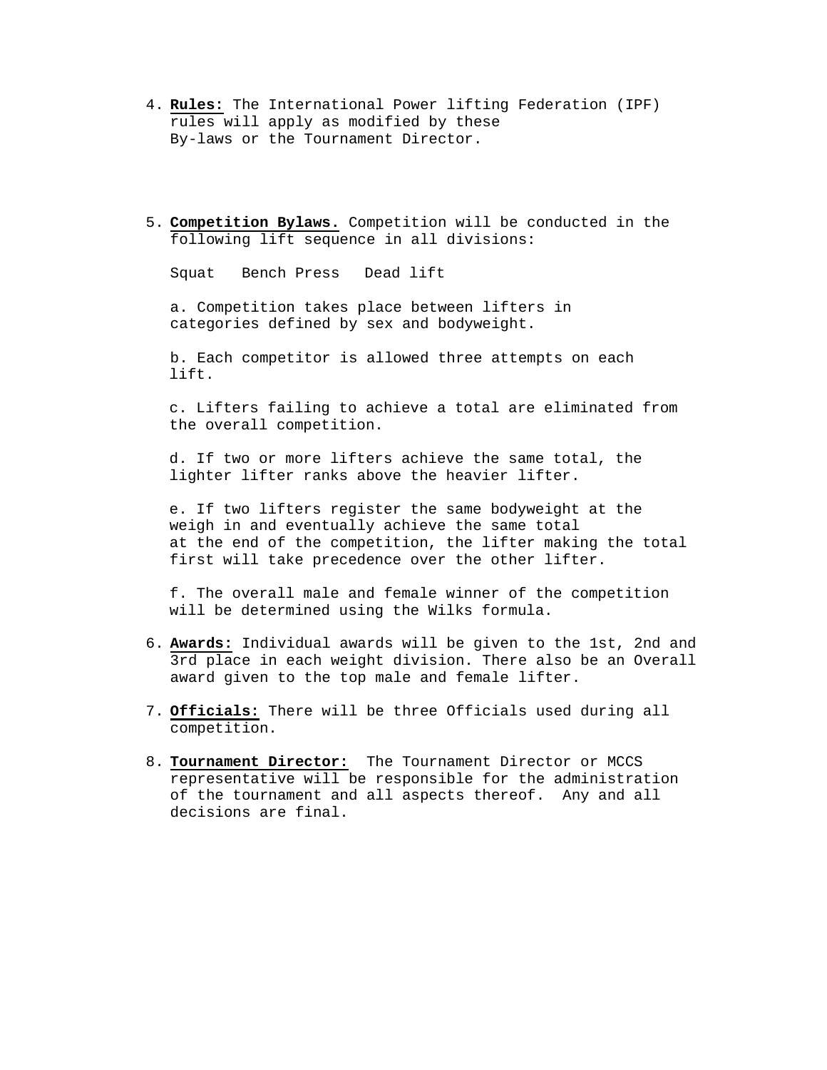4. **Rules:** The International Power lifting Federation (IPF) rules will apply as modified by these By-laws or the Tournament Director.

5. **Competition Bylaws.** Competition will be conducted in the following lift sequence in all divisions:

   Squat   Bench Press   Dead lift

   a. Competition takes place between lifters in categories defined by sex and bodyweight.

   b. Each competitor is allowed three attempts on each lift.

   c. Lifters failing to achieve a total are eliminated from the overall competition.

   d. If two or more lifters achieve the same total, the lighter lifter ranks above the heavier lifter.

   e. If two lifters register the same bodyweight at the weigh in and eventually achieve the same total at the end of the competition, the lifter making the total first will take precedence over the other lifter.

   f. The overall male and female winner of the competition will be determined using the Wilks formula.

6. **Awards:** Individual awards will be given to the 1st, 2nd and 3rd place in each weight division. There also be an Overall award given to the top male and female lifter.

7. **Officials:** There will be three Officials used during all competition.

8. **Tournament Director:** The Tournament Director or MCCS representative will be responsible for the administration of the tournament and all aspects thereof. Any and all decisions are final.